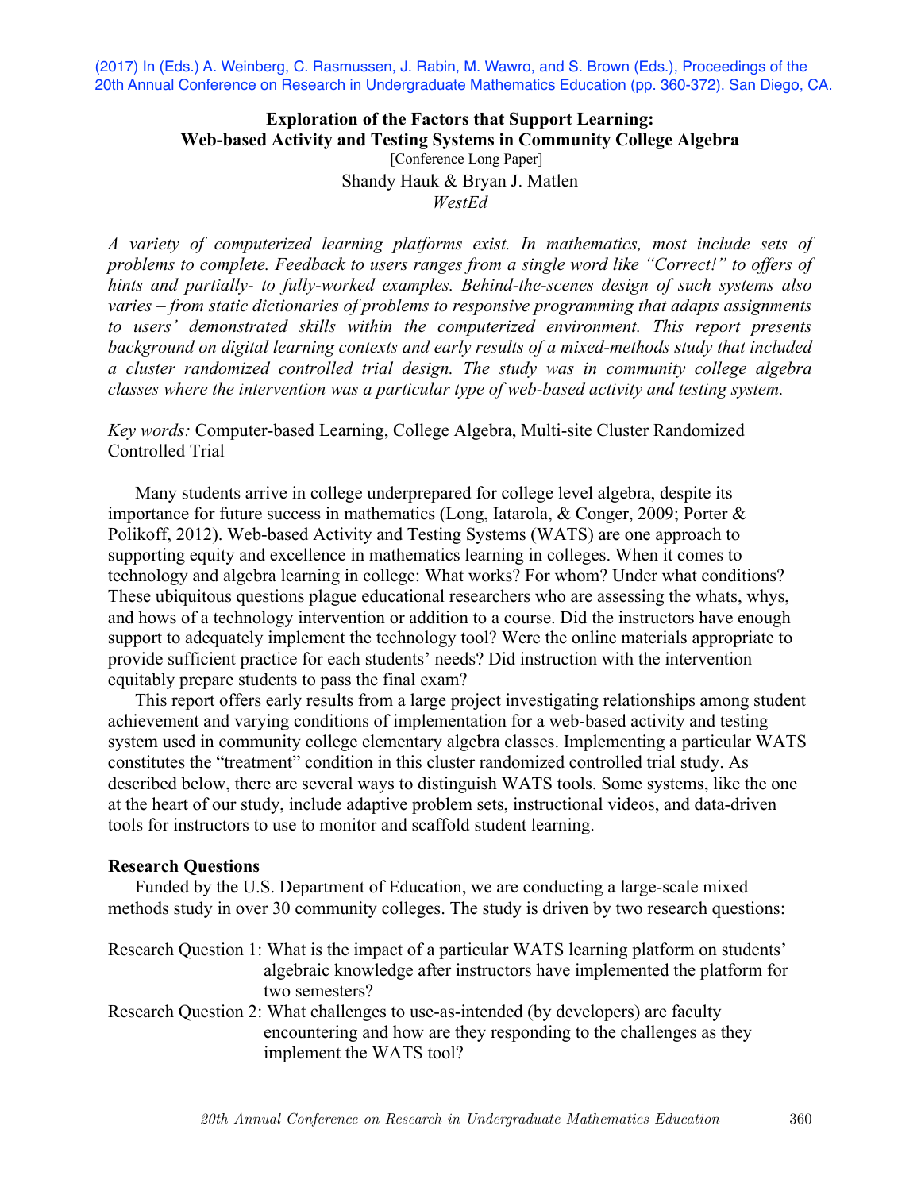(2017) In (Eds.) A. Weinberg, C. Rasmussen, J. Rabin, M. Wawro, and S. Brown (Eds.), Proceedings of the 20th Annual Conference on Research in Undergraduate Mathematics Education (pp. 360-372). San Diego, CA.

# Exploration of the Factors that Support Learning: Web-based Activity and Testing Systems in Community College Algebra

[Conference Long Paper]

Shandy Hauk & Bryan J. Matlen

*WestEd*

*A variety of computerized learning platforms exist. In mathematics, most include sets of problems to complete. Feedback to users ranges from a single word like "Correct!" to offers of hints and partially- to fully-worked examples. Behind-the-scenes design of such systems also varies – from static dictionaries of problems to responsive programming that adapts assignments to users' demonstrated skills within the computerized environment. This report presents background on digital learning contexts and early results of a mixed-methods study that included a cluster randomized controlled trial design. The study was in community college algebra classes where the intervention was a particular type of web-based activity and testing system.*

*Key words:* Computer-based Learning, College Algebra, Multi-site Cluster Randomized Controlled Trial

Many students arrive in college underprepared for college level algebra, despite its importance for future success in mathematics (Long, Iatarola, & Conger, 2009; Porter & Polikoff, 2012). Web-based Activity and Testing Systems (WATS) are one approach to supporting equity and excellence in mathematics learning in colleges. When it comes to technology and algebra learning in college: What works? For whom? Under what conditions? These ubiquitous questions plague educational researchers who are assessing the whats, whys, and hows of a technology intervention or addition to a course. Did the instructors have enough support to adequately implement the technology tool? Were the online materials appropriate to provide sufficient practice for each students' needs? Did instruction with the intervention equitably prepare students to pass the final exam?

This report offers early results from a large project investigating relationships among student achievement and varying conditions of implementation for a web-based activity and testing system used in community college elementary algebra classes. Implementing a particular WATS constitutes the "treatment" condition in this cluster randomized controlled trial study. As described below, there are several ways to distinguish WATS tools. Some systems, like the one at the heart of our study, include adaptive problem sets, instructional videos, and data-driven tools for instructors to use to monitor and scaffold student learning.

## Research Questions

Funded by the U.S. Department of Education, we are conducting a large-scale mixed methods study in over 30 community colleges. The study is driven by two research questions:

Research Question 1: What is the impact of a particular WATS learning platform on students' algebraic knowledge after instructors have implemented the platform for two semesters?

Research Question 2: What challenges to use-as-intended (by developers) are faculty encountering and how are they responding to the challenges as they implement the WATS tool?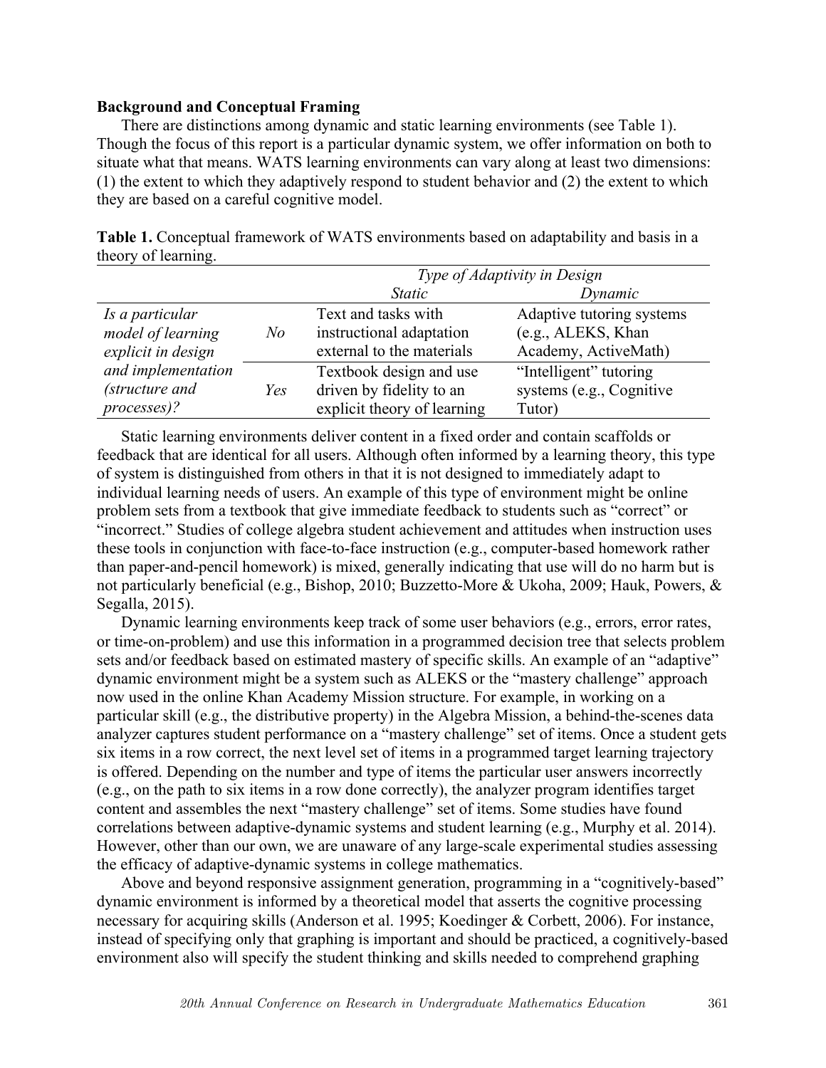**Background and Conceptual Framing**

There are distinctions among dynamic and static learning environments (see Table 1). Though the focus of this report is a particular dynamic system, we offer information on both to situate what that means. WATS learning environments can vary along at least two dimensions: (1) the extent to which they adaptively respond to student behavior and (2) the extent to which they are based on a careful cognitive model.

**Table 1.** Conceptual framework of WATS environments based on adaptability and basis in a theory of learning.

| | | *Type of Adaptivity in Design* | |
|---|---|---|---|
| | | *Static* | *Dynamic* |
| *Is a particular model of learning explicit in design and implementation (structure and processes)?* | *No* | Text and tasks with instructional adaptation external to the materials | Adaptive tutoring systems (e.g., ALEKS, Khan Academy, ActiveMath) |
| | *Yes* | Textbook design and use driven by fidelity to an explicit theory of learning | "Intelligent" tutoring systems (e.g., Cognitive Tutor) |

Static learning environments deliver content in a fixed order and contain scaffolds or feedback that are identical for all users. Although often informed by a learning theory, this type of system is distinguished from others in that it is not designed to immediately adapt to individual learning needs of users. An example of this type of environment might be online problem sets from a textbook that give immediate feedback to students such as "correct" or "incorrect." Studies of college algebra student achievement and attitudes when instruction uses these tools in conjunction with face-to-face instruction (e.g., computer-based homework rather than paper-and-pencil homework) is mixed, generally indicating that use will do no harm but is not particularly beneficial (e.g., Bishop, 2010; Buzzetto-More & Ukoha, 2009; Hauk, Powers, & Segalla, 2015).

Dynamic learning environments keep track of some user behaviors (e.g., errors, error rates, or time-on-problem) and use this information in a programmed decision tree that selects problem sets and/or feedback based on estimated mastery of specific skills. An example of an "adaptive" dynamic environment might be a system such as ALEKS or the "mastery challenge" approach now used in the online Khan Academy Mission structure. For example, in working on a particular skill (e.g., the distributive property) in the Algebra Mission, a behind-the-scenes data analyzer captures student performance on a "mastery challenge" set of items. Once a student gets six items in a row correct, the next level set of items in a programmed target learning trajectory is offered. Depending on the number and type of items the particular user answers incorrectly (e.g., on the path to six items in a row done correctly), the analyzer program identifies target content and assembles the next "mastery challenge" set of items. Some studies have found correlations between adaptive-dynamic systems and student learning (e.g., Murphy et al. 2014). However, other than our own, we are unaware of any large-scale experimental studies assessing the efficacy of adaptive-dynamic systems in college mathematics.

Above and beyond responsive assignment generation, programming in a "cognitively-based" dynamic environment is informed by a theoretical model that asserts the cognitive processing necessary for acquiring skills (Anderson et al. 1995; Koedinger & Corbett, 2006). For instance, instead of specifying only that graphing is important and should be practiced, a cognitively-based environment also will specify the student thinking and skills needed to comprehend graphing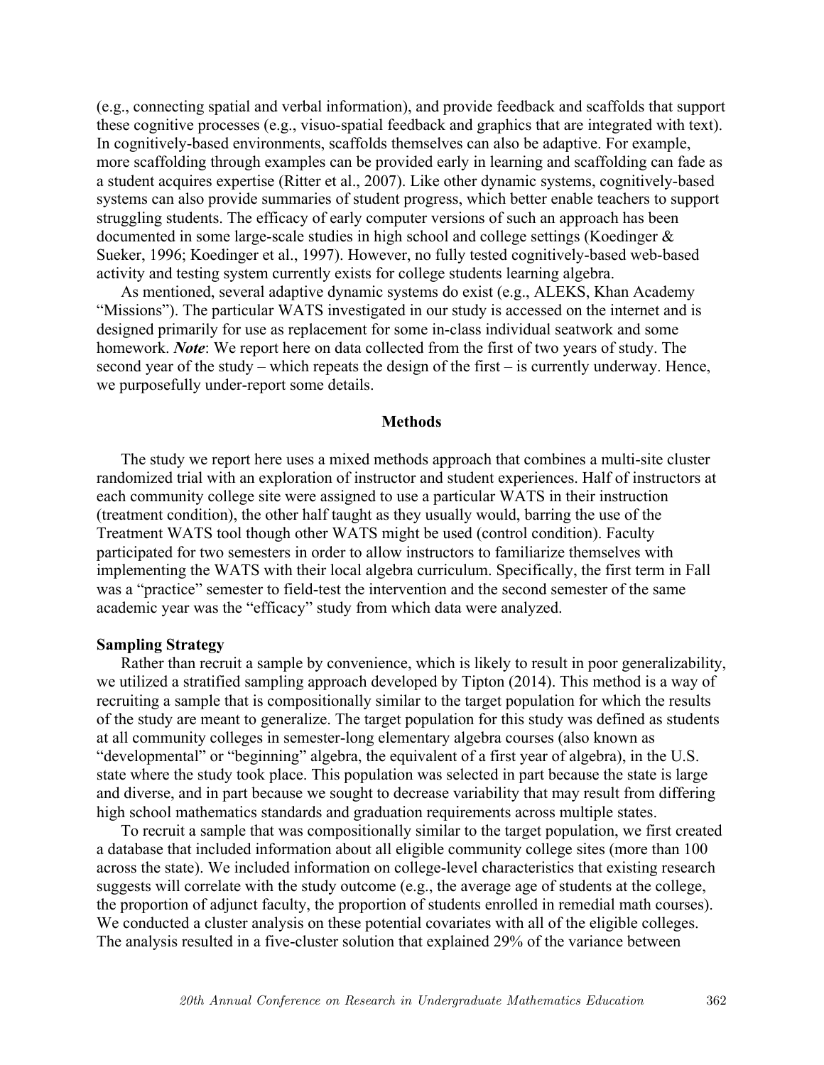(e.g., connecting spatial and verbal information), and provide feedback and scaffolds that support these cognitive processes (e.g., visuo-spatial feedback and graphics that are integrated with text). In cognitively-based environments, scaffolds themselves can also be adaptive. For example, more scaffolding through examples can be provided early in learning and scaffolding can fade as a student acquires expertise (Ritter et al., 2007). Like other dynamic systems, cognitively-based systems can also provide summaries of student progress, which better enable teachers to support struggling students. The efficacy of early computer versions of such an approach has been documented in some large-scale studies in high school and college settings (Koedinger & Sueker, 1996; Koedinger et al., 1997). However, no fully tested cognitively-based web-based activity and testing system currently exists for college students learning algebra.

As mentioned, several adaptive dynamic systems do exist (e.g., ALEKS, Khan Academy "Missions"). The particular WATS investigated in our study is accessed on the internet and is designed primarily for use as replacement for some in-class individual seatwork and some homework. ***Note***: We report here on data collected from the first of two years of study. The second year of the study – which repeats the design of the first – is currently underway. Hence, we purposefully under-report some details.

## Methods

The study we report here uses a mixed methods approach that combines a multi-site cluster randomized trial with an exploration of instructor and student experiences. Half of instructors at each community college site were assigned to use a particular WATS in their instruction (treatment condition), the other half taught as they usually would, barring the use of the Treatment WATS tool though other WATS might be used (control condition). Faculty participated for two semesters in order to allow instructors to familiarize themselves with implementing the WATS with their local algebra curriculum. Specifically, the first term in Fall was a "practice" semester to field-test the intervention and the second semester of the same academic year was the "efficacy" study from which data were analyzed.

### Sampling Strategy

Rather than recruit a sample by convenience, which is likely to result in poor generalizability, we utilized a stratified sampling approach developed by Tipton (2014). This method is a way of recruiting a sample that is compositionally similar to the target population for which the results of the study are meant to generalize. The target population for this study was defined as students at all community colleges in semester-long elementary algebra courses (also known as "developmental" or "beginning" algebra, the equivalent of a first year of algebra), in the U.S. state where the study took place. This population was selected in part because the state is large and diverse, and in part because we sought to decrease variability that may result from differing high school mathematics standards and graduation requirements across multiple states.

To recruit a sample that was compositionally similar to the target population, we first created a database that included information about all eligible community college sites (more than 100 across the state). We included information on college-level characteristics that existing research suggests will correlate with the study outcome (e.g., the average age of students at the college, the proportion of adjunct faculty, the proportion of students enrolled in remedial math courses). We conducted a cluster analysis on these potential covariates with all of the eligible colleges. The analysis resulted in a five-cluster solution that explained 29% of the variance between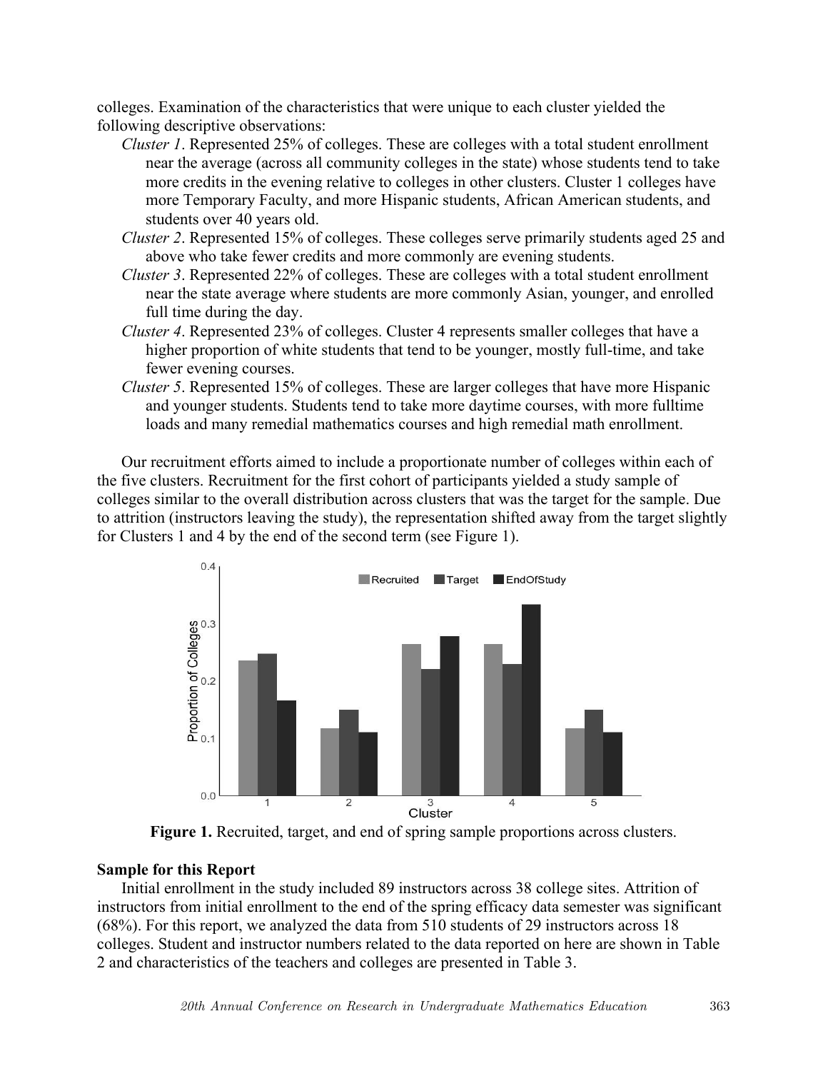colleges. Examination of the characteristics that were unique to each cluster yielded the following descriptive observations:

*Cluster 1*. Represented 25% of colleges. These are colleges with a total student enrollment near the average (across all community colleges in the state) whose students tend to take more credits in the evening relative to colleges in other clusters. Cluster 1 colleges have more Temporary Faculty, and more Hispanic students, African American students, and students over 40 years old.

*Cluster 2*. Represented 15% of colleges. These colleges serve primarily students aged 25 and above who take fewer credits and more commonly are evening students.

*Cluster 3*. Represented 22% of colleges. These are colleges with a total student enrollment near the state average where students are more commonly Asian, younger, and enrolled full time during the day.

*Cluster 4*. Represented 23% of colleges. Cluster 4 represents smaller colleges that have a higher proportion of white students that tend to be younger, mostly full-time, and take fewer evening courses.

*Cluster 5*. Represented 15% of colleges. These are larger colleges that have more Hispanic and younger students. Students tend to take more daytime courses, with more fulltime loads and many remedial mathematics courses and high remedial math enrollment.

Our recruitment efforts aimed to include a proportionate number of colleges within each of the five clusters. Recruitment for the first cohort of participants yielded a study sample of colleges similar to the overall distribution across clusters that was the target for the sample. Due to attrition (instructors leaving the study), the representation shifted away from the target slightly for Clusters 1 and 4 by the end of the second term (see Figure 1).

**Figure 1.** Recruited, target, and end of spring sample proportions across clusters.

## Sample for this Report

Initial enrollment in the study included 89 instructors across 38 college sites. Attrition of instructors from initial enrollment to the end of the spring efficacy data semester was significant (68%). For this report, we analyzed the data from 510 students of 29 instructors across 18 colleges. Student and instructor numbers related to the data reported on here are shown in Table 2 and characteristics of the teachers and colleges are presented in Table 3.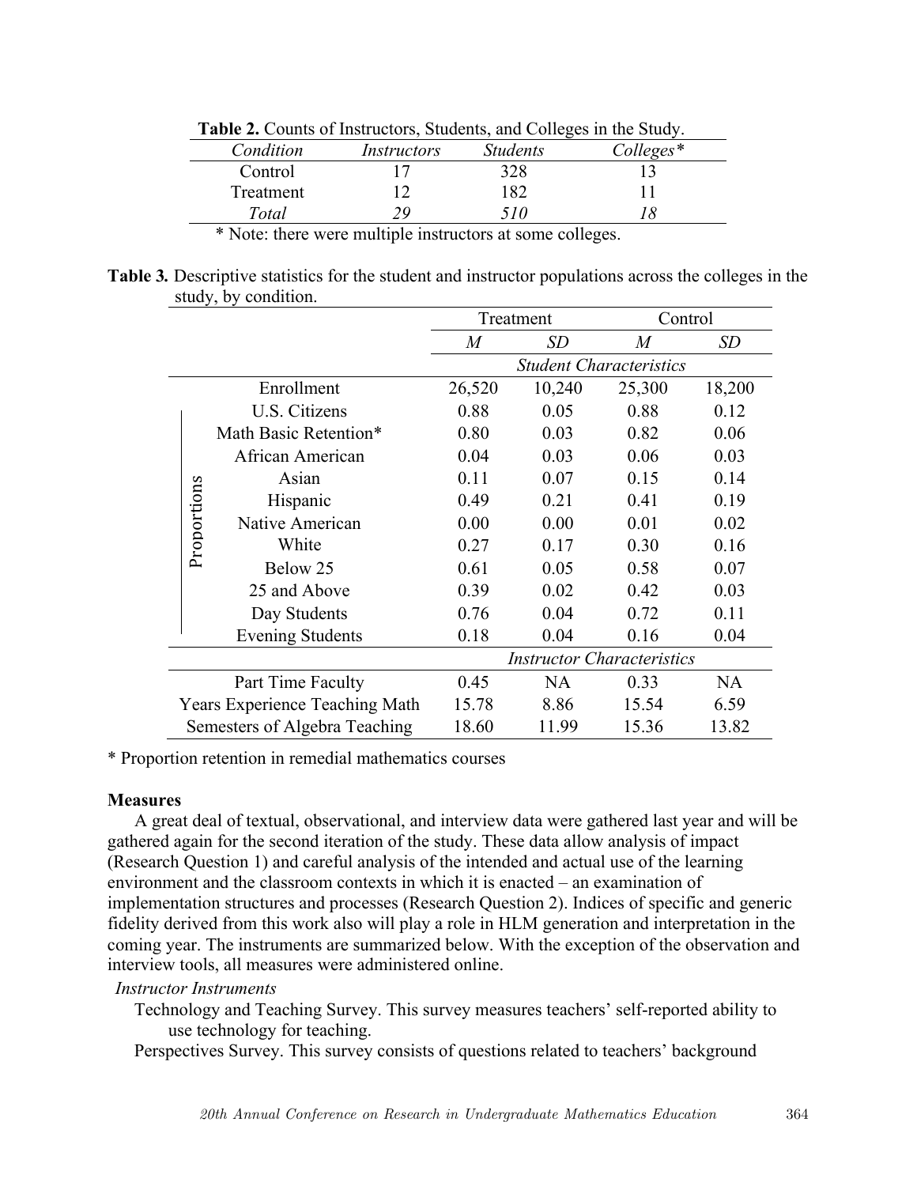**Table 2.** Counts of Instructors, Students, and Colleges in the Study.

| *Condition* | *Instructors* | *Students* | *Colleges\** |
|---|---|---|---|
| Control | 17 | 328 | 13 |
| Treatment | 12 | 182 | 11 |
| *Total* | *29* | *510* | *18* |

\* Note: there were multiple instructors at some colleges.

**Table 3.** Descriptive statistics for the student and instructor populations across the colleges in the study, by condition.

| | | Treatment | | Control | |
|---|---|---|---|---|---|
| | | *M* | *SD* | *M* | *SD* |
| | | *Student Characteristics* | | | |
| | Enrollment | 26,520 | 10,240 | 25,300 | 18,200 |
| Proportions | U.S. Citizens | 0.88 | 0.05 | 0.88 | 0.12 |
| | Math Basic Retention* | 0.80 | 0.03 | 0.82 | 0.06 |
| | African American | 0.04 | 0.03 | 0.06 | 0.03 |
| | Asian | 0.11 | 0.07 | 0.15 | 0.14 |
| | Hispanic | 0.49 | 0.21 | 0.41 | 0.19 |
| | Native American | 0.00 | 0.00 | 0.01 | 0.02 |
| | White | 0.27 | 0.17 | 0.30 | 0.16 |
| | Below 25 | 0.61 | 0.05 | 0.58 | 0.07 |
| | 25 and Above | 0.39 | 0.02 | 0.42 | 0.03 |
| | Day Students | 0.76 | 0.04 | 0.72 | 0.11 |
| | Evening Students | 0.18 | 0.04 | 0.16 | 0.04 |
| | | *Instructor Characteristics* | | | |
| | Part Time Faculty | 0.45 | NA | 0.33 | NA |
| | Years Experience Teaching Math | 15.78 | 8.86 | 15.54 | 6.59 |
| | Semesters of Algebra Teaching | 18.60 | 11.99 | 15.36 | 13.82 |

\* Proportion retention in remedial mathematics courses

**Measures**

A great deal of textual, observational, and interview data were gathered last year and will be gathered again for the second iteration of the study. These data allow analysis of impact (Research Question 1) and careful analysis of the intended and actual use of the learning environment and the classroom contexts in which it is enacted – an examination of implementation structures and processes (Research Question 2). Indices of specific and generic fidelity derived from this work also will play a role in HLM generation and interpretation in the coming year. The instruments are summarized below. With the exception of the observation and interview tools, all measures were administered online.

*Instructor Instruments*

Technology and Teaching Survey. This survey measures teachers' self-reported ability to use technology for teaching.

Perspectives Survey. This survey consists of questions related to teachers' background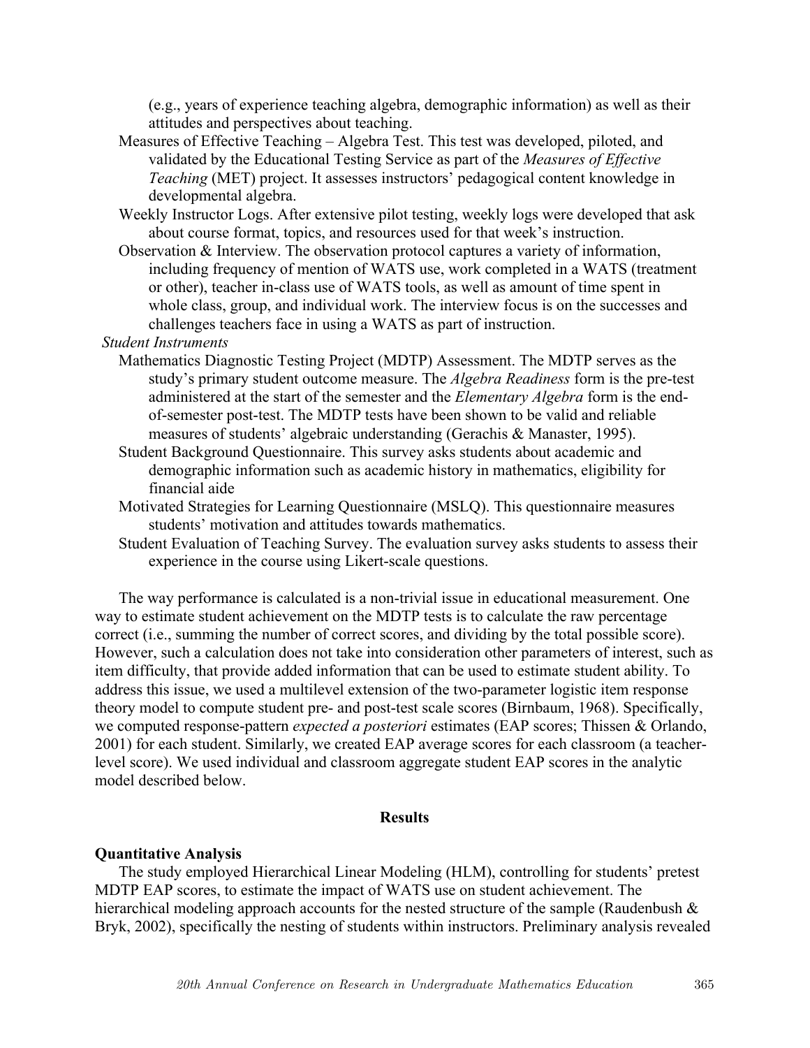(e.g., years of experience teaching algebra, demographic information) as well as their attitudes and perspectives about teaching.

Measures of Effective Teaching – Algebra Test. This test was developed, piloted, and validated by the Educational Testing Service as part of the *Measures of Effective Teaching* (MET) project. It assesses instructors' pedagogical content knowledge in developmental algebra.

Weekly Instructor Logs. After extensive pilot testing, weekly logs were developed that ask about course format, topics, and resources used for that week's instruction.

Observation & Interview. The observation protocol captures a variety of information, including frequency of mention of WATS use, work completed in a WATS (treatment or other), teacher in-class use of WATS tools, as well as amount of time spent in whole class, group, and individual work. The interview focus is on the successes and challenges teachers face in using a WATS as part of instruction.

*Student Instruments*

Mathematics Diagnostic Testing Project (MDTP) Assessment. The MDTP serves as the study's primary student outcome measure. The *Algebra Readiness* form is the pre-test administered at the start of the semester and the *Elementary Algebra* form is the end-of-semester post-test. The MDTP tests have been shown to be valid and reliable measures of students' algebraic understanding (Gerachis & Manaster, 1995).

Student Background Questionnaire. This survey asks students about academic and demographic information such as academic history in mathematics, eligibility for financial aide

Motivated Strategies for Learning Questionnaire (MSLQ). This questionnaire measures students' motivation and attitudes towards mathematics.

Student Evaluation of Teaching Survey. The evaluation survey asks students to assess their experience in the course using Likert-scale questions.

The way performance is calculated is a non-trivial issue in educational measurement. One way to estimate student achievement on the MDTP tests is to calculate the raw percentage correct (i.e., summing the number of correct scores, and dividing by the total possible score). However, such a calculation does not take into consideration other parameters of interest, such as item difficulty, that provide added information that can be used to estimate student ability. To address this issue, we used a multilevel extension of the two-parameter logistic item response theory model to compute student pre- and post-test scale scores (Birnbaum, 1968). Specifically, we computed response-pattern *expected a posteriori* estimates (EAP scores; Thissen & Orlando, 2001) for each student. Similarly, we created EAP average scores for each classroom (a teacher-level score). We used individual and classroom aggregate student EAP scores in the analytic model described below.

## Results

### Quantitative Analysis

The study employed Hierarchical Linear Modeling (HLM), controlling for students' pretest MDTP EAP scores, to estimate the impact of WATS use on student achievement. The hierarchical modeling approach accounts for the nested structure of the sample (Raudenbush & Bryk, 2002), specifically the nesting of students within instructors. Preliminary analysis revealed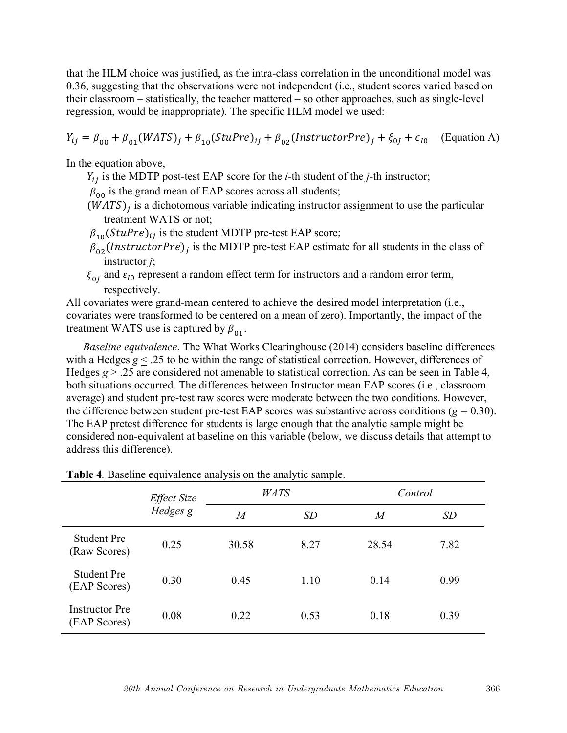that the HLM choice was justified, as the intra-class correlation in the unconditional model was 0.36, suggesting that the observations were not independent (i.e., student scores varied based on their classroom – statistically, the teacher mattered – so other approaches, such as single-level regression, would be inappropriate). The specific HLM model we used:

$$Y_{ij} = \beta_{00} + \beta_{01}(WATS)_j + \beta_{10}(StuPre)_{ij} + \beta_{02}(InstructorPre)_j + \xi_{0J} + \epsilon_{I0} \quad \text{(Equation A)}$$

In the equation above,

- $Y_{ij}$ is the MDTP post-test EAP score for the *i*-th student of the *j*-th instructor;
- $\beta_{00}$ is the grand mean of EAP scores across all students;
- $(WATS)_j$ is a dichotomous variable indicating instructor assignment to use the particular treatment WATS or not;
- $\beta_{10}(StuPre)_{ij}$ is the student MDTP pre-test EAP score;
- $\beta_{02}(InstructorPre)_j$ is the MDTP pre-test EAP estimate for all students in the class of instructor *j*;
- $\xi_{0J}$ and $\varepsilon_{I0}$ represent a random effect term for instructors and a random error term, respectively.

All covariates were grand-mean centered to achieve the desired model interpretation (i.e., covariates were transformed to be centered on a mean of zero). Importantly, the impact of the treatment WATS use is captured by $\beta_{01}$.

*Baseline equivalence.* The What Works Clearinghouse (2014) considers baseline differences with a Hedges $g \leq .25$ to be within the range of statistical correction. However, differences of Hedges $g > .25$ are considered not amenable to statistical correction. As can be seen in Table 4, both situations occurred. The differences between Instructor mean EAP scores (i.e., classroom average) and student pre-test raw scores were moderate between the two conditions. However, the difference between student pre-test EAP scores was substantive across conditions ($g = 0.30$). The EAP pretest difference for students is large enough that the analytic sample might be considered non-equivalent at baseline on this variable (below, we discuss details that attempt to address this difference).

**Table 4**. Baseline equivalence analysis on the analytic sample.

| | *Effect Size Hedges g* | *WATS* | | *Control* | |
|---|---|---|---|---|---|
| | | *M* | *SD* | *M* | *SD* |
| Student Pre (Raw Scores) | 0.25 | 30.58 | 8.27 | 28.54 | 7.82 |
| Student Pre (EAP Scores) | 0.30 | 0.45 | 1.10 | 0.14 | 0.99 |
| Instructor Pre (EAP Scores) | 0.08 | 0.22 | 0.53 | 0.18 | 0.39 |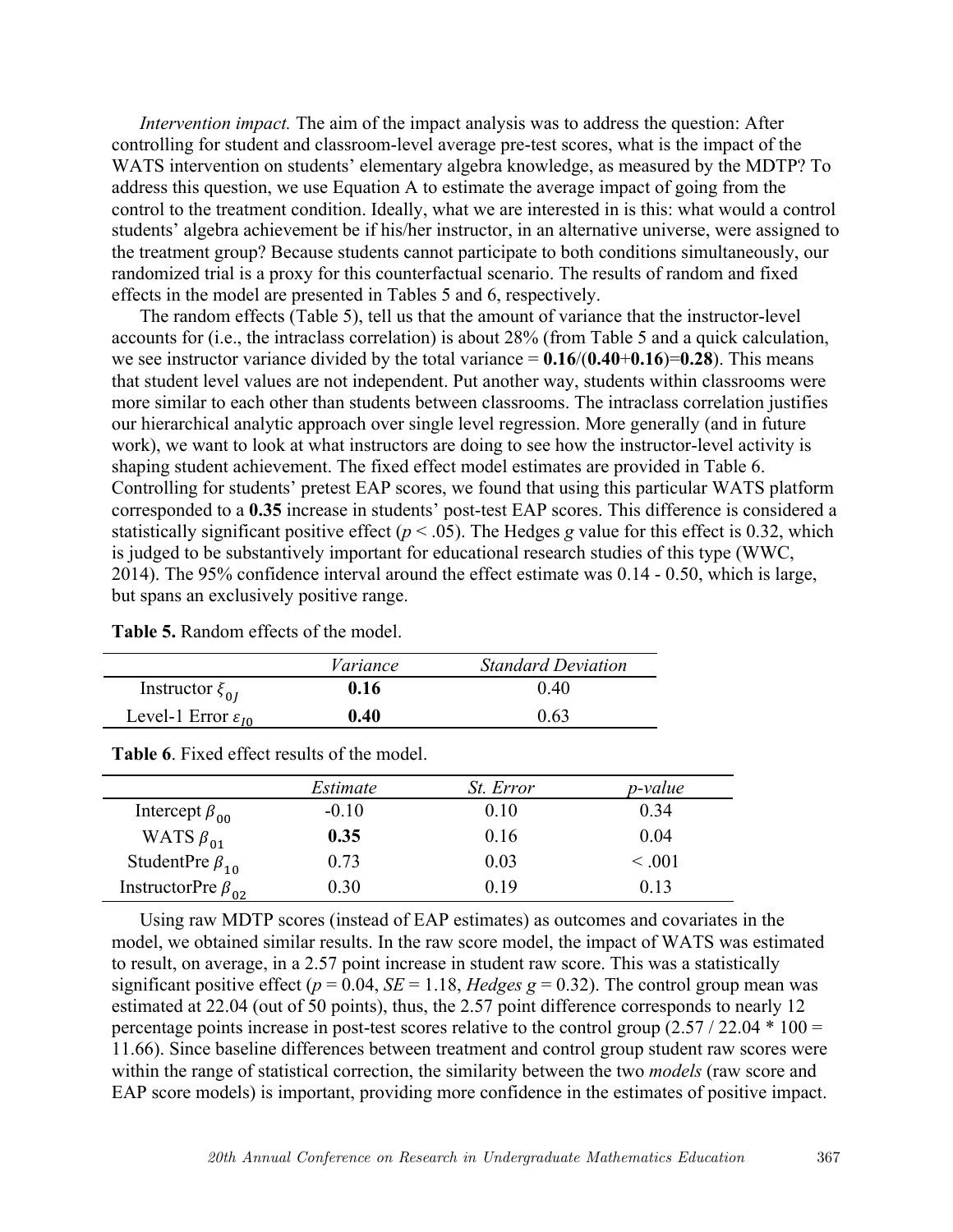*Intervention impact.* The aim of the impact analysis was to address the question: After controlling for student and classroom-level average pre-test scores, what is the impact of the WATS intervention on students' elementary algebra knowledge, as measured by the MDTP? To address this question, we use Equation A to estimate the average impact of going from the control to the treatment condition. Ideally, what we are interested in is this: what would a control students' algebra achievement be if his/her instructor, in an alternative universe, were assigned to the treatment group? Because students cannot participate to both conditions simultaneously, our randomized trial is a proxy for this counterfactual scenario. The results of random and fixed effects in the model are presented in Tables 5 and 6, respectively.

The random effects (Table 5), tell us that the amount of variance that the instructor-level accounts for (i.e., the intraclass correlation) is about 28% (from Table 5 and a quick calculation, we see instructor variance divided by the total variance = **0.16**/(**0.40**+**0.16**)=**0.28**). This means that student level values are not independent. Put another way, students within classrooms were more similar to each other than students between classrooms. The intraclass correlation justifies our hierarchical analytic approach over single level regression. More generally (and in future work), we want to look at what instructors are doing to see how the instructor-level activity is shaping student achievement. The fixed effect model estimates are provided in Table 6. Controlling for students' pretest EAP scores, we found that using this particular WATS platform corresponded to a **0.35** increase in students' post-test EAP scores. This difference is considered a statistically significant positive effect ($p < .05$). The Hedges *g* value for this effect is 0.32, which is judged to be substantively important for educational research studies of this type (WWC, 2014). The 95% confidence interval around the effect estimate was 0.14 - 0.50, which is large, but spans an exclusively positive range.

**Table 5.** Random effects of the model.

| | *Variance* | *Standard Deviation* |
|---|---|---|
| Instructor $\xi_{0J}$ | **0.16** | 0.40 |
| Level-1 Error $\varepsilon_{I0}$ | **0.40** | 0.63 |

**Table 6**. Fixed effect results of the model.

| | *Estimate* | *St. Error* | *p-value* |
|---|---|---|---|
| Intercept $\beta_{00}$ | -0.10 | 0.10 | 0.34 |
| WATS $\beta_{01}$ | **0.35** | 0.16 | 0.04 |
| StudentPre $\beta_{10}$ | 0.73 | 0.03 | < .001 |
| InstructorPre $\beta_{02}$ | 0.30 | 0.19 | 0.13 |

Using raw MDTP scores (instead of EAP estimates) as outcomes and covariates in the model, we obtained similar results. In the raw score model, the impact of WATS was estimated to result, on average, in a 2.57 point increase in student raw score. This was a statistically significant positive effect ($p = 0.04$, $SE = 1.18$, *Hedges* $g = 0.32$). The control group mean was estimated at 22.04 (out of 50 points), thus, the 2.57 point difference corresponds to nearly 12 percentage points increase in post-test scores relative to the control group ($2.57 / 22.04 * 100 = 11.66$). Since baseline differences between treatment and control group student raw scores were within the range of statistical correction, the similarity between the two *models* (raw score and EAP score models) is important, providing more confidence in the estimates of positive impact.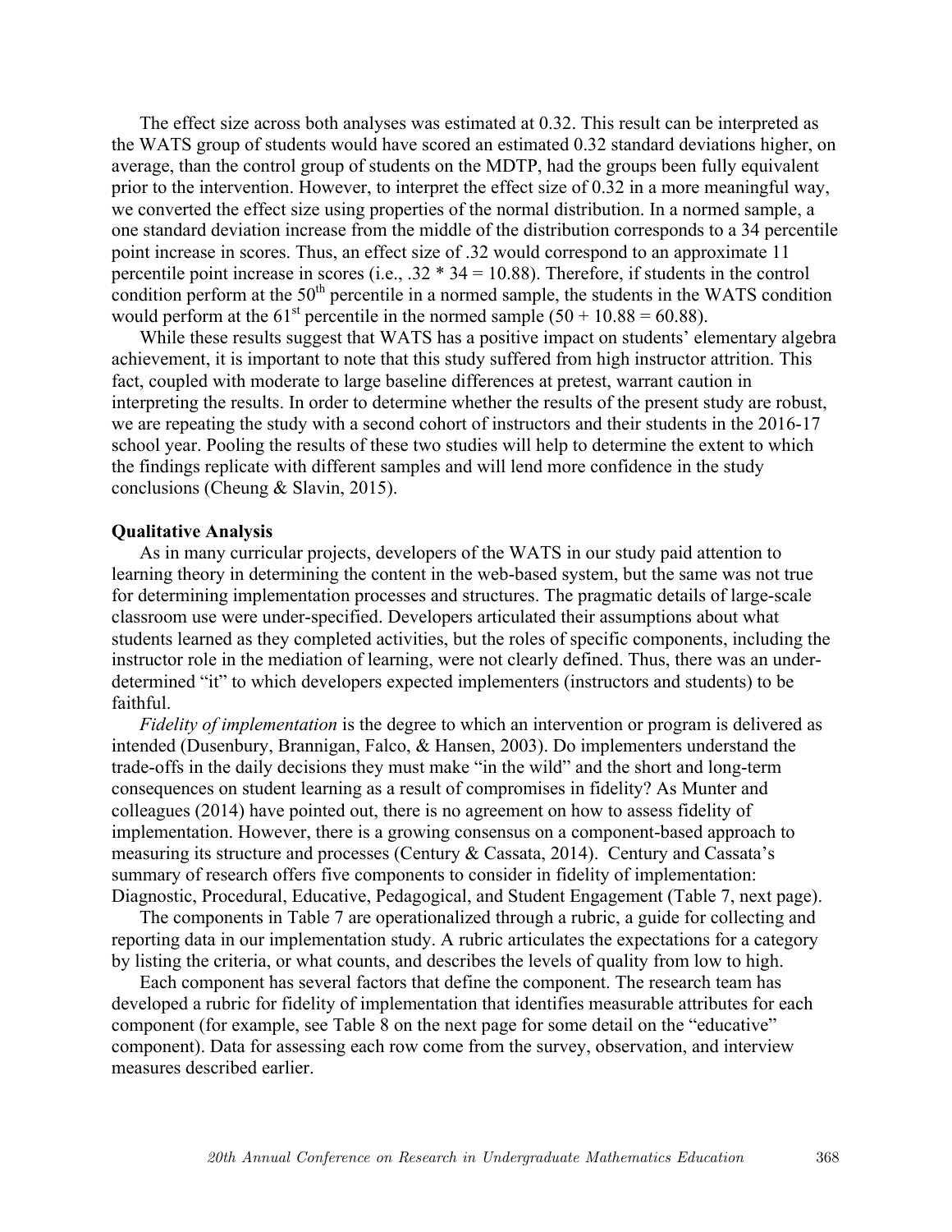The effect size across both analyses was estimated at 0.32. This result can be interpreted as the WATS group of students would have scored an estimated 0.32 standard deviations higher, on average, than the control group of students on the MDTP, had the groups been fully equivalent prior to the intervention. However, to interpret the effect size of 0.32 in a more meaningful way, we converted the effect size using properties of the normal distribution. In a normed sample, a one standard deviation increase from the middle of the distribution corresponds to a 34 percentile point increase in scores. Thus, an effect size of .32 would correspond to an approximate 11 percentile point increase in scores (i.e., $.32 * 34 = 10.88$). Therefore, if students in the control condition perform at the 50th percentile in a normed sample, the students in the WATS condition would perform at the 61st percentile in the normed sample ($50 + 10.88 = 60.88$).

While these results suggest that WATS has a positive impact on students' elementary algebra achievement, it is important to note that this study suffered from high instructor attrition. This fact, coupled with moderate to large baseline differences at pretest, warrant caution in interpreting the results. In order to determine whether the results of the present study are robust, we are repeating the study with a second cohort of instructors and their students in the 2016-17 school year. Pooling the results of these two studies will help to determine the extent to which the findings replicate with different samples and will lend more confidence in the study conclusions (Cheung & Slavin, 2015).

**Qualitative Analysis**

As in many curricular projects, developers of the WATS in our study paid attention to learning theory in determining the content in the web-based system, but the same was not true for determining implementation processes and structures. The pragmatic details of large-scale classroom use were under-specified. Developers articulated their assumptions about what students learned as they completed activities, but the roles of specific components, including the instructor role in the mediation of learning, were not clearly defined. Thus, there was an under-determined "it" to which developers expected implementers (instructors and students) to be faithful.

*Fidelity of implementation* is the degree to which an intervention or program is delivered as intended (Dusenbury, Brannigan, Falco, & Hansen, 2003). Do implementers understand the trade-offs in the daily decisions they must make "in the wild" and the short and long-term consequences on student learning as a result of compromises in fidelity? As Munter and colleagues (2014) have pointed out, there is no agreement on how to assess fidelity of implementation. However, there is a growing consensus on a component-based approach to measuring its structure and processes (Century & Cassata, 2014). Century and Cassata's summary of research offers five components to consider in fidelity of implementation: Diagnostic, Procedural, Educative, Pedagogical, and Student Engagement (Table 7, next page).

The components in Table 7 are operationalized through a rubric, a guide for collecting and reporting data in our implementation study. A rubric articulates the expectations for a category by listing the criteria, or what counts, and describes the levels of quality from low to high.

Each component has several factors that define the component. The research team has developed a rubric for fidelity of implementation that identifies measurable attributes for each component (for example, see Table 8 on the next page for some detail on the "educative" component). Data for assessing each row come from the survey, observation, and interview measures described earlier.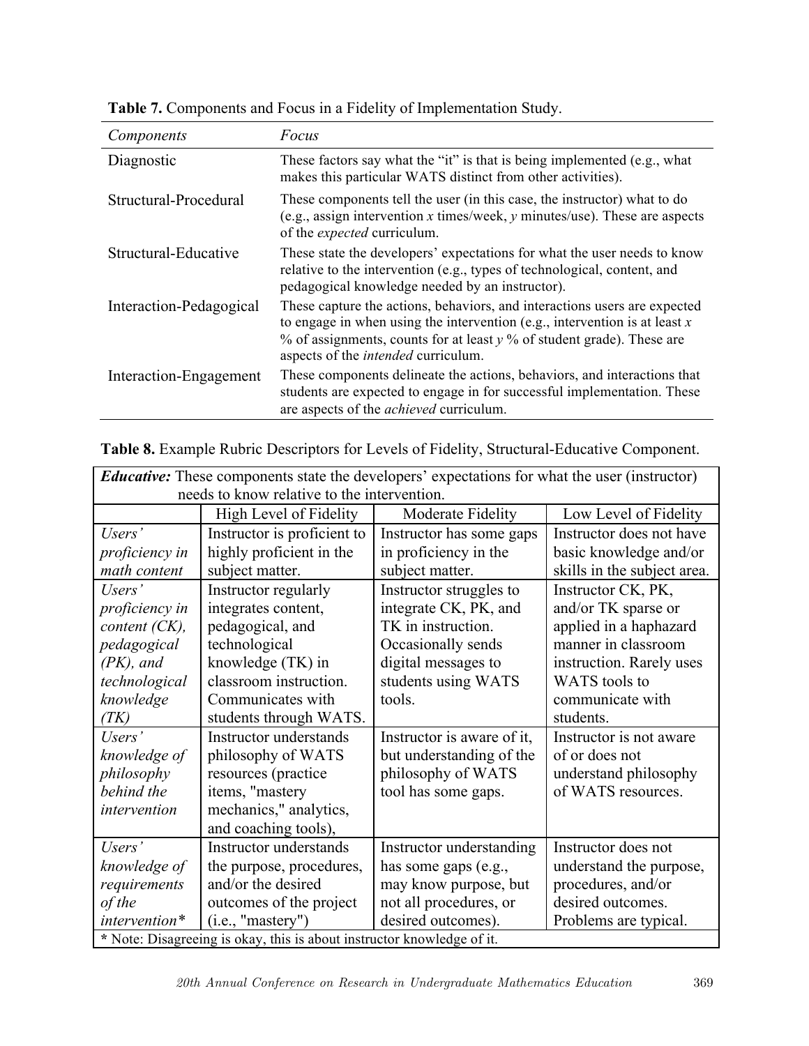**Table 7.** Components and Focus in a Fidelity of Implementation Study.

| *Components* | *Focus* |
|---|---|
| Diagnostic | These factors say what the "it" is that is being implemented (e.g., what makes this particular WATS distinct from other activities). |
| Structural-Procedural | These components tell the user (in this case, the instructor) what to do (e.g., assign intervention *x* times/week, *y* minutes/use). These are aspects of the *expected* curriculum. |
| Structural-Educative | These state the developers' expectations for what the user needs to know relative to the intervention (e.g., types of technological, content, and pedagogical knowledge needed by an instructor). |
| Interaction-Pedagogical | These capture the actions, behaviors, and interactions users are expected to engage in when using the intervention (e.g., intervention is at least *x* % of assignments, counts for at least *y* % of student grade). These are aspects of the *intended* curriculum. |
| Interaction-Engagement | These components delineate the actions, behaviors, and interactions that students are expected to engage in for successful implementation. These are aspects of the *achieved* curriculum. |

**Table 8.** Example Rubric Descriptors for Levels of Fidelity, Structural-Educative Component.

| ***Educative:*** These components state the developers' expectations for what the user (instructor) needs to know relative to the intervention. | | | |
|---|---|---|---|
| | High Level of Fidelity | Moderate Fidelity | Low Level of Fidelity |
| *Users' proficiency in math content* | Instructor is proficient to highly proficient in the subject matter. | Instructor has some gaps in proficiency in the subject matter. | Instructor does not have basic knowledge and/or skills in the subject area. |
| *Users' proficiency in content (CK), pedagogical (PK), and technological knowledge (TK)* | Instructor regularly integrates content, pedagogical, and technological knowledge (TK) in classroom instruction. Communicates with students through WATS. | Instructor struggles to integrate CK, PK, and TK in instruction. Occasionally sends digital messages to students using WATS tools. | Instructor CK, PK, and/or TK sparse or applied in a haphazard manner in classroom instruction. Rarely uses WATS tools to communicate with students. |
| *Users' knowledge of philosophy behind the intervention* | Instructor understands philosophy of WATS resources (practice items, "mastery mechanics," analytics, and coaching tools), | Instructor is aware of it, but understanding of the philosophy of WATS tool has some gaps. | Instructor is not aware of or does not understand philosophy of WATS resources. |
| *Users' knowledge of requirements of the intervention** | Instructor understands the purpose, procedures, and/or the desired outcomes of the project (i.e., "mastery") | Instructor understanding has some gaps (e.g., may know purpose, but not all procedures, or desired outcomes). | Instructor does not understand the purpose, procedures, and/or desired outcomes. Problems are typical. |
| * Note: Disagreeing is okay, this is about instructor knowledge of it. | | | |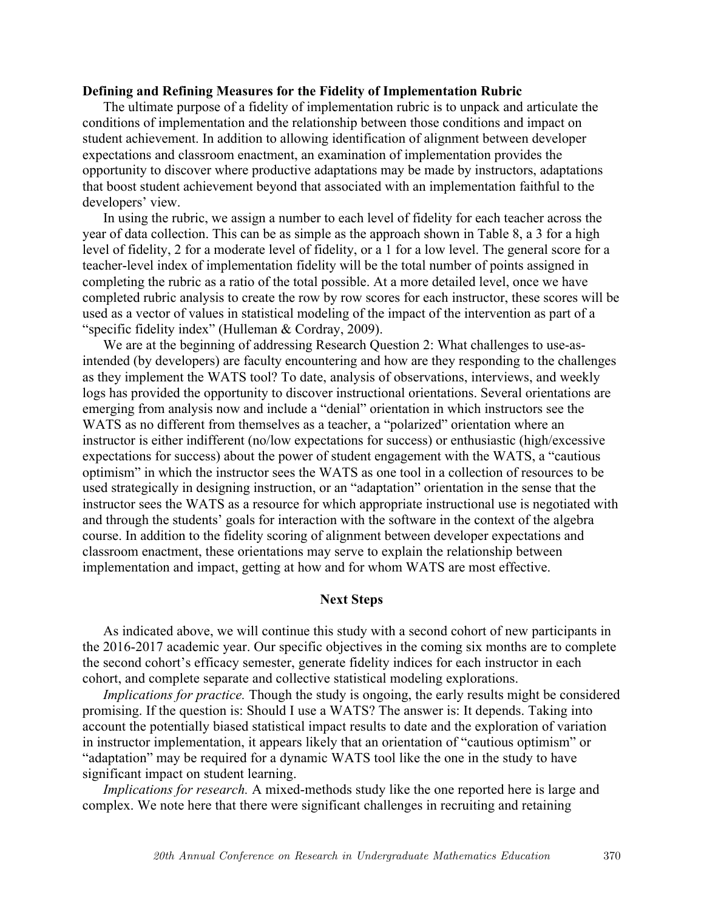**Defining and Refining Measures for the Fidelity of Implementation Rubric**

The ultimate purpose of a fidelity of implementation rubric is to unpack and articulate the conditions of implementation and the relationship between those conditions and impact on student achievement. In addition to allowing identification of alignment between developer expectations and classroom enactment, an examination of implementation provides the opportunity to discover where productive adaptations may be made by instructors, adaptations that boost student achievement beyond that associated with an implementation faithful to the developers' view.

In using the rubric, we assign a number to each level of fidelity for each teacher across the year of data collection. This can be as simple as the approach shown in Table 8, a 3 for a high level of fidelity, 2 for a moderate level of fidelity, or a 1 for a low level. The general score for a teacher-level index of implementation fidelity will be the total number of points assigned in completing the rubric as a ratio of the total possible. At a more detailed level, once we have completed rubric analysis to create the row by row scores for each instructor, these scores will be used as a vector of values in statistical modeling of the impact of the intervention as part of a "specific fidelity index" (Hulleman & Cordray, 2009).

We are at the beginning of addressing Research Question 2: What challenges to use-as-intended (by developers) are faculty encountering and how are they responding to the challenges as they implement the WATS tool? To date, analysis of observations, interviews, and weekly logs has provided the opportunity to discover instructional orientations. Several orientations are emerging from analysis now and include a "denial" orientation in which instructors see the WATS as no different from themselves as a teacher, a "polarized" orientation where an instructor is either indifferent (no/low expectations for success) or enthusiastic (high/excessive expectations for success) about the power of student engagement with the WATS, a "cautious optimism" in which the instructor sees the WATS as one tool in a collection of resources to be used strategically in designing instruction, or an "adaptation" orientation in the sense that the instructor sees the WATS as a resource for which appropriate instructional use is negotiated with and through the students' goals for interaction with the software in the context of the algebra course. In addition to the fidelity scoring of alignment between developer expectations and classroom enactment, these orientations may serve to explain the relationship between implementation and impact, getting at how and for whom WATS are most effective.

## Next Steps

As indicated above, we will continue this study with a second cohort of new participants in the 2016-2017 academic year. Our specific objectives in the coming six months are to complete the second cohort's efficacy semester, generate fidelity indices for each instructor in each cohort, and complete separate and collective statistical modeling explorations.

*Implications for practice.* Though the study is ongoing, the early results might be considered promising. If the question is: Should I use a WATS? The answer is: It depends. Taking into account the potentially biased statistical impact results to date and the exploration of variation in instructor implementation, it appears likely that an orientation of "cautious optimism" or "adaptation" may be required for a dynamic WATS tool like the one in the study to have significant impact on student learning.

*Implications for research.* A mixed-methods study like the one reported here is large and complex. We note here that there were significant challenges in recruiting and retaining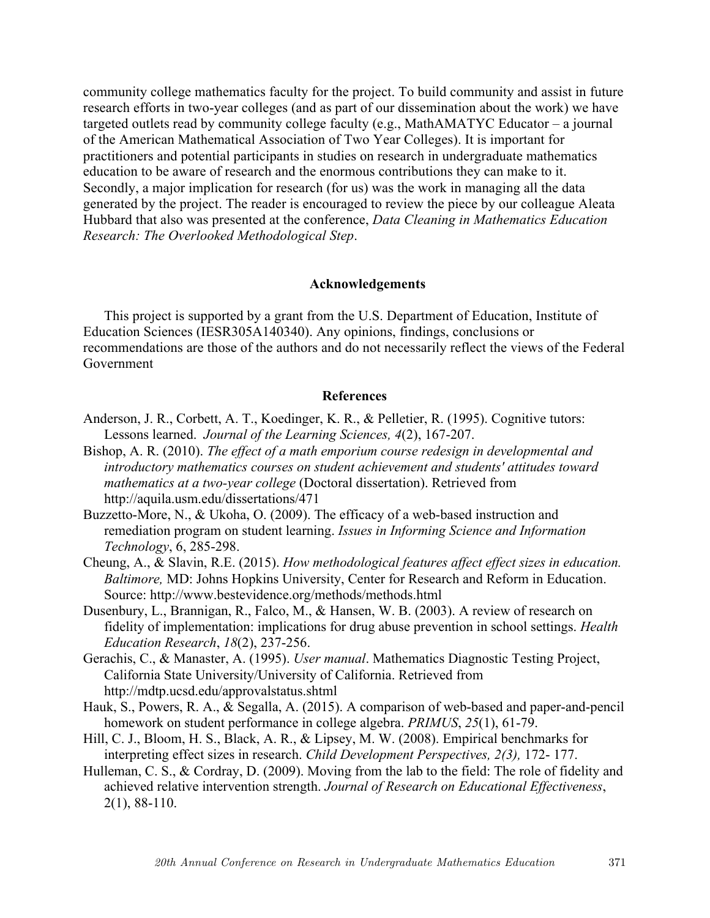community college mathematics faculty for the project. To build community and assist in future research efforts in two-year colleges (and as part of our dissemination about the work) we have targeted outlets read by community college faculty (e.g., MathAMATYC Educator – a journal of the American Mathematical Association of Two Year Colleges). It is important for practitioners and potential participants in studies on research in undergraduate mathematics education to be aware of research and the enormous contributions they can make to it. Secondly, a major implication for research (for us) was the work in managing all the data generated by the project. The reader is encouraged to review the piece by our colleague Aleata Hubbard that also was presented at the conference, *Data Cleaning in Mathematics Education Research: The Overlooked Methodological Step*.

## Acknowledgements

This project is supported by a grant from the U.S. Department of Education, Institute of Education Sciences (IESR305A140340). Any opinions, findings, conclusions or recommendations are those of the authors and do not necessarily reflect the views of the Federal Government

## References

Anderson, J. R., Corbett, A. T., Koedinger, K. R., & Pelletier, R. (1995). Cognitive tutors: Lessons learned. *Journal of the Learning Sciences, 4*(2), 167-207.

Bishop, A. R. (2010). *The effect of a math emporium course redesign in developmental and introductory mathematics courses on student achievement and students' attitudes toward mathematics at a two-year college* (Doctoral dissertation). Retrieved from http://aquila.usm.edu/dissertations/471

Buzzetto-More, N., & Ukoha, O. (2009). The efficacy of a web-based instruction and remediation program on student learning. *Issues in Informing Science and Information Technology*, 6, 285-298.

Cheung, A., & Slavin, R.E. (2015). *How methodological features affect effect sizes in education. Baltimore,* MD: Johns Hopkins University, Center for Research and Reform in Education. Source: http://www.bestevidence.org/methods/methods.html

Dusenbury, L., Brannigan, R., Falco, M., & Hansen, W. B. (2003). A review of research on fidelity of implementation: implications for drug abuse prevention in school settings. *Health Education Research*, *18*(2), 237-256.

Gerachis, C., & Manaster, A. (1995). *User manual*. Mathematics Diagnostic Testing Project, California State University/University of California. Retrieved from http://mdtp.ucsd.edu/approvalstatus.shtml

Hauk, S., Powers, R. A., & Segalla, A. (2015). A comparison of web-based and paper-and-pencil homework on student performance in college algebra. *PRIMUS*, *25*(1), 61-79.

Hill, C. J., Bloom, H. S., Black, A. R., & Lipsey, M. W. (2008). Empirical benchmarks for interpreting effect sizes in research. *Child Development Perspectives, 2(3),* 172- 177.

Hulleman, C. S., & Cordray, D. (2009). Moving from the lab to the field: The role of fidelity and achieved relative intervention strength. *Journal of Research on Educational Effectiveness*, 2(1), 88-110.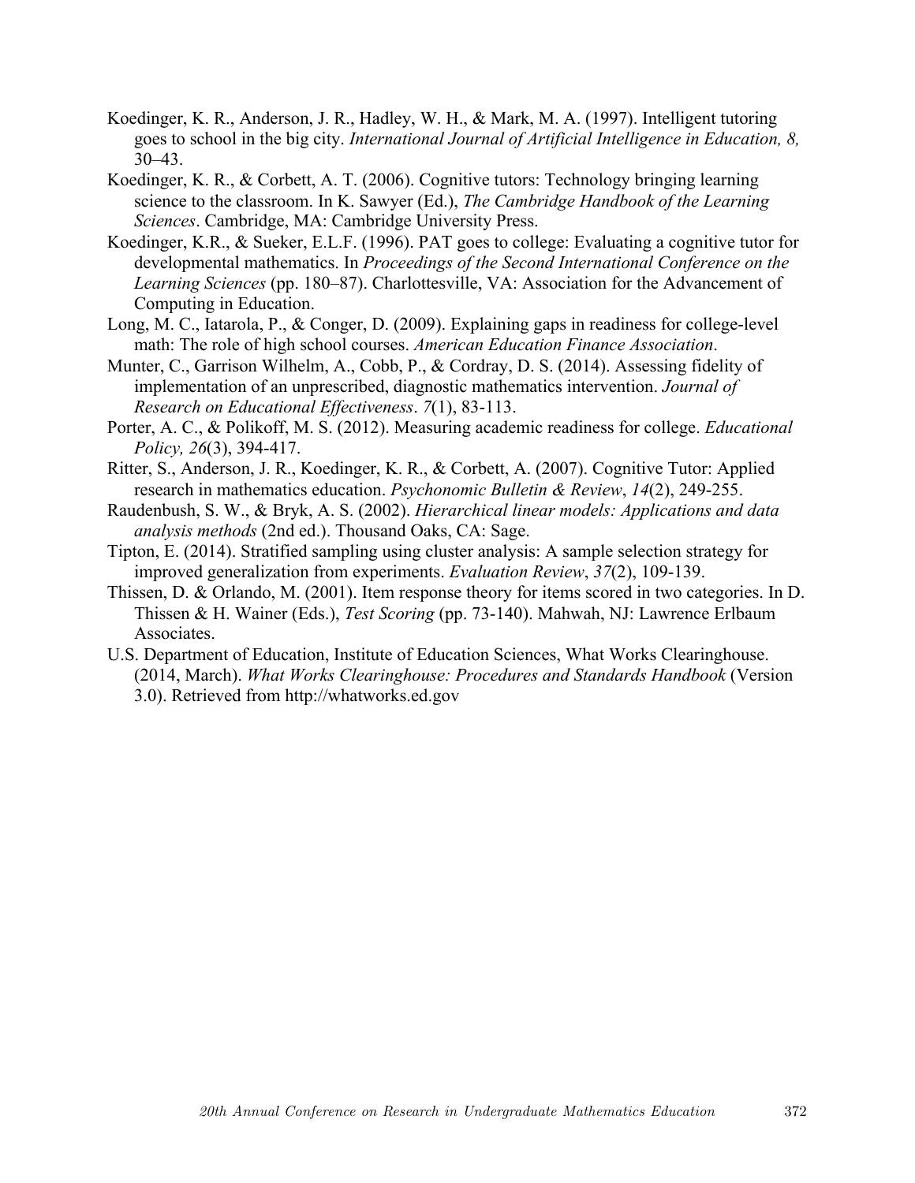Koedinger, K. R., Anderson, J. R., Hadley, W. H., & Mark, M. A. (1997). Intelligent tutoring goes to school in the big city. *International Journal of Artificial Intelligence in Education, 8,* 30–43.

Koedinger, K. R., & Corbett, A. T. (2006). Cognitive tutors: Technology bringing learning science to the classroom. In K. Sawyer (Ed.), *The Cambridge Handbook of the Learning Sciences*. Cambridge, MA: Cambridge University Press.

Koedinger, K.R., & Sueker, E.L.F. (1996). PAT goes to college: Evaluating a cognitive tutor for developmental mathematics. In *Proceedings of the Second International Conference on the Learning Sciences* (pp. 180–87). Charlottesville, VA: Association for the Advancement of Computing in Education.

Long, M. C., Iatarola, P., & Conger, D. (2009). Explaining gaps in readiness for college-level math: The role of high school courses. *American Education Finance Association*.

Munter, C., Garrison Wilhelm, A., Cobb, P., & Cordray, D. S. (2014). Assessing fidelity of implementation of an unprescribed, diagnostic mathematics intervention. *Journal of Research on Educational Effectiveness*. *7*(1), 83-113.

Porter, A. C., & Polikoff, M. S. (2012). Measuring academic readiness for college. *Educational Policy, 26*(3), 394-417.

Ritter, S., Anderson, J. R., Koedinger, K. R., & Corbett, A. (2007). Cognitive Tutor: Applied research in mathematics education. *Psychonomic Bulletin & Review*, *14*(2), 249-255.

Raudenbush, S. W., & Bryk, A. S. (2002). *Hierarchical linear models: Applications and data analysis methods* (2nd ed.). Thousand Oaks, CA: Sage.

Tipton, E. (2014). Stratified sampling using cluster analysis: A sample selection strategy for improved generalization from experiments. *Evaluation Review*, *37*(2), 109-139.

Thissen, D. & Orlando, M. (2001). Item response theory for items scored in two categories. In D. Thissen & H. Wainer (Eds.), *Test Scoring* (pp. 73-140). Mahwah, NJ: Lawrence Erlbaum Associates.

U.S. Department of Education, Institute of Education Sciences, What Works Clearinghouse. (2014, March). *What Works Clearinghouse: Procedures and Standards Handbook* (Version 3.0). Retrieved from http://whatworks.ed.gov